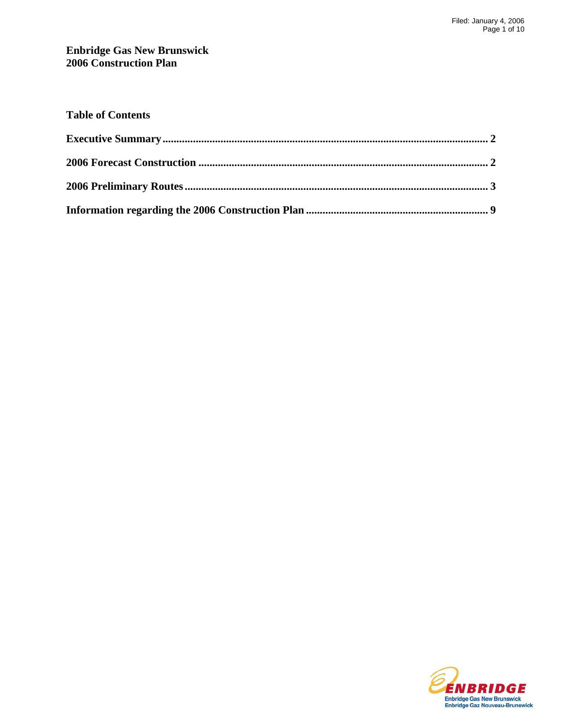# Enbridge Gas New Brunswick
# 2006 Construction Plan

## Table of Contents

**Executive Summary** .......... 2

**2006 Forecast Construction** .......... 2

**2006 Preliminary Routes** .......... 3

**Information regarding the 2006 Construction Plan** .......... 9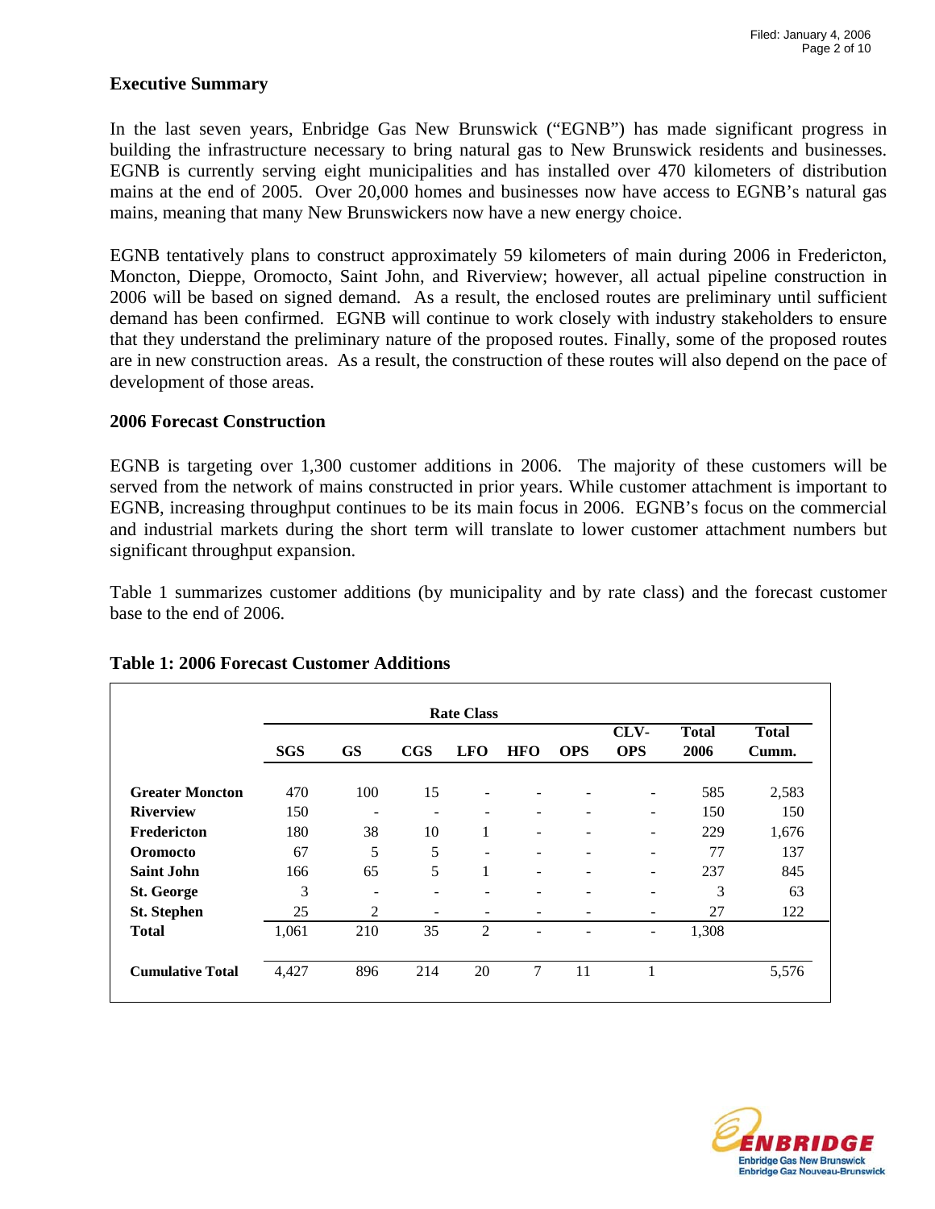## Executive Summary

In the last seven years, Enbridge Gas New Brunswick ("EGNB") has made significant progress in building the infrastructure necessary to bring natural gas to New Brunswick residents and businesses. EGNB is currently serving eight municipalities and has installed over 470 kilometers of distribution mains at the end of 2005. Over 20,000 homes and businesses now have access to EGNB's natural gas mains, meaning that many New Brunswickers now have a new energy choice.

EGNB tentatively plans to construct approximately 59 kilometers of main during 2006 in Fredericton, Moncton, Dieppe, Oromocto, Saint John, and Riverview; however, all actual pipeline construction in 2006 will be based on signed demand. As a result, the enclosed routes are preliminary until sufficient demand has been confirmed. EGNB will continue to work closely with industry stakeholders to ensure that they understand the preliminary nature of the proposed routes. Finally, some of the proposed routes are in new construction areas. As a result, the construction of these routes will also depend on the pace of development of those areas.

## 2006 Forecast Construction

EGNB is targeting over 1,300 customer additions in 2006. The majority of these customers will be served from the network of mains constructed in prior years. While customer attachment is important to EGNB, increasing throughput continues to be its main focus in 2006. EGNB's focus on the commercial and industrial markets during the short term will translate to lower customer attachment numbers but significant throughput expansion.

Table 1 summarizes customer additions (by municipality and by rate class) and the forecast customer base to the end of 2006.

### Table 1: 2006 Forecast Customer Additions

| | Rate Class | | | | | | | | |
|---|---|---|---|---|---|---|---|---|---|
| | **SGS** | **GS** | **CGS** | **LFO** | **HFO** | **OPS** | **CLV-OPS** | **Total 2006** | **Total Cumm.** |
| **Greater Moncton** | 470 | 100 | 15 | - | - | - | - | 585 | 2,583 |
| **Riverview** | 150 | - | - | - | - | - | - | 150 | 150 |
| **Fredericton** | 180 | 38 | 10 | 1 | - | - | - | 229 | 1,676 |
| **Oromocto** | 67 | 5 | 5 | - | - | - | - | 77 | 137 |
| **Saint John** | 166 | 65 | 5 | 1 | - | - | - | 237 | 845 |
| **St. George** | 3 | - | - | - | - | - | - | 3 | 63 |
| **St. Stephen** | 25 | 2 | - | - | - | - | - | 27 | 122 |
| **Total** | 1,061 | 210 | 35 | 2 | - | - | - | 1,308 | |
| **Cumulative Total** | 4,427 | 896 | 214 | 20 | 7 | 11 | 1 | | 5,576 |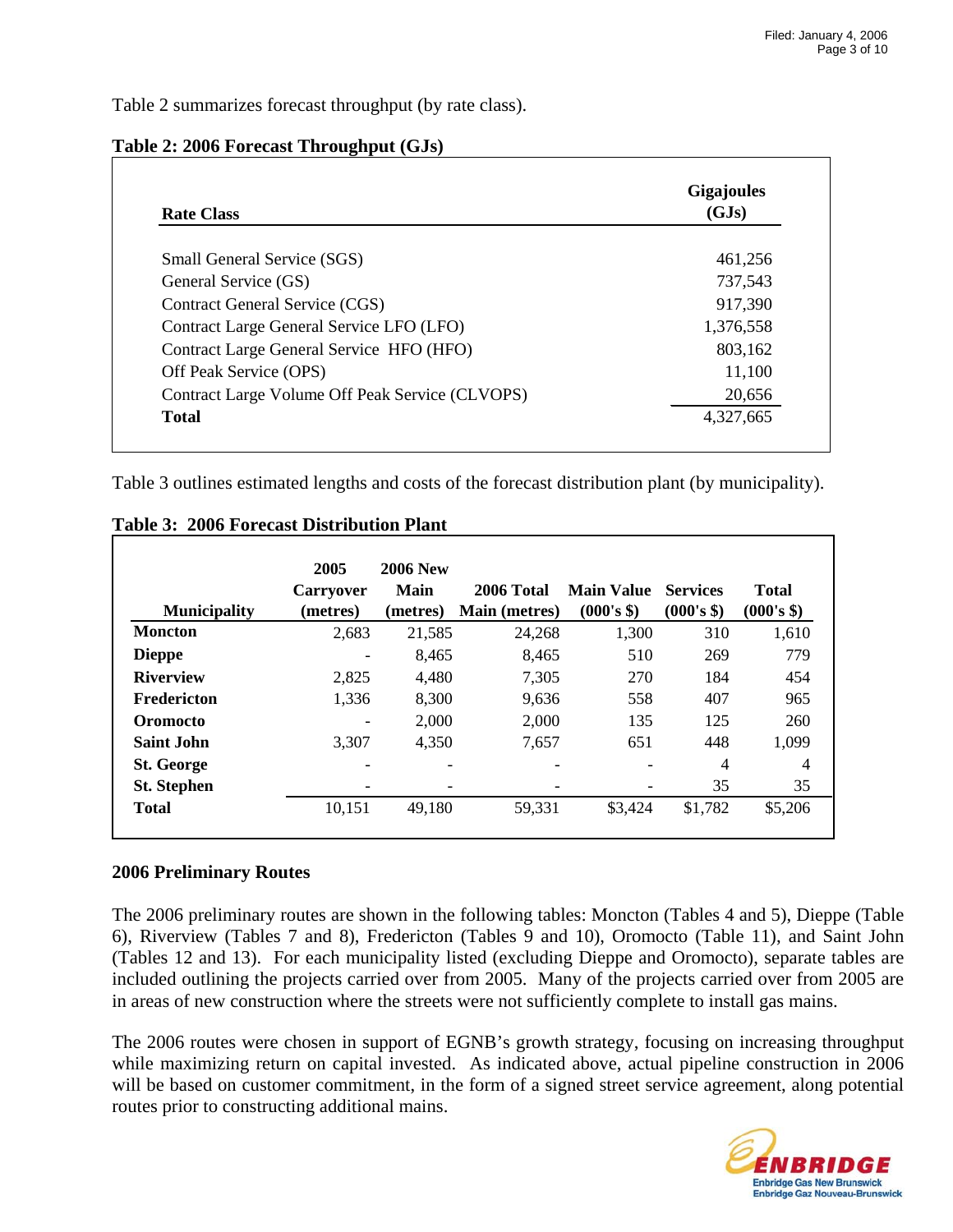Table 2 summarizes forecast throughput (by rate class).

**Table 2: 2006 Forecast Throughput (GJs)**

| Rate Class | Gigajoules (GJs) |
|---|---|
| Small General Service (SGS) | 461,256 |
| General Service (GS) | 737,543 |
| Contract General Service (CGS) | 917,390 |
| Contract Large General Service LFO (LFO) | 1,376,558 |
| Contract Large General Service HFO (HFO) | 803,162 |
| Off Peak Service (OPS) | 11,100 |
| Contract Large Volume Off Peak Service (CLVOPS) | 20,656 |
| **Total** | 4,327,665 |

Table 3 outlines estimated lengths and costs of the forecast distribution plant (by municipality).

**Table 3: 2006 Forecast Distribution Plant**

| Municipality | 2005 Carryover (metres) | 2006 New Main (metres) | 2006 Total Main (metres) | Main Value (000's $) | Services (000's $) | Total (000's $) |
|---|---|---|---|---|---|---|
| **Moncton** | 2,683 | 21,585 | 24,268 | 1,300 | 310 | 1,610 |
| **Dieppe** | - | 8,465 | 8,465 | 510 | 269 | 779 |
| **Riverview** | 2,825 | 4,480 | 7,305 | 270 | 184 | 454 |
| **Fredericton** | 1,336 | 8,300 | 9,636 | 558 | 407 | 965 |
| **Oromocto** | - | 2,000 | 2,000 | 135 | 125 | 260 |
| **Saint John** | 3,307 | 4,350 | 7,657 | 651 | 448 | 1,099 |
| **St. George** | - | - | - | - | 4 | 4 |
| **St. Stephen** | - | - | - | - | 35 | 35 |
| **Total** | 10,151 | 49,180 | 59,331 | $3,424 | $1,782 | $5,206 |

## 2006 Preliminary Routes

The 2006 preliminary routes are shown in the following tables: Moncton (Tables 4 and 5), Dieppe (Table 6), Riverview (Tables 7 and 8), Fredericton (Tables 9 and 10), Oromocto (Table 11), and Saint John (Tables 12 and 13). For each municipality listed (excluding Dieppe and Oromocto), separate tables are included outlining the projects carried over from 2005. Many of the projects carried over from 2005 are in areas of new construction where the streets were not sufficiently complete to install gas mains.

The 2006 routes were chosen in support of EGNB's growth strategy, focusing on increasing throughput while maximizing return on capital invested. As indicated above, actual pipeline construction in 2006 will be based on customer commitment, in the form of a signed street service agreement, along potential routes prior to constructing additional mains.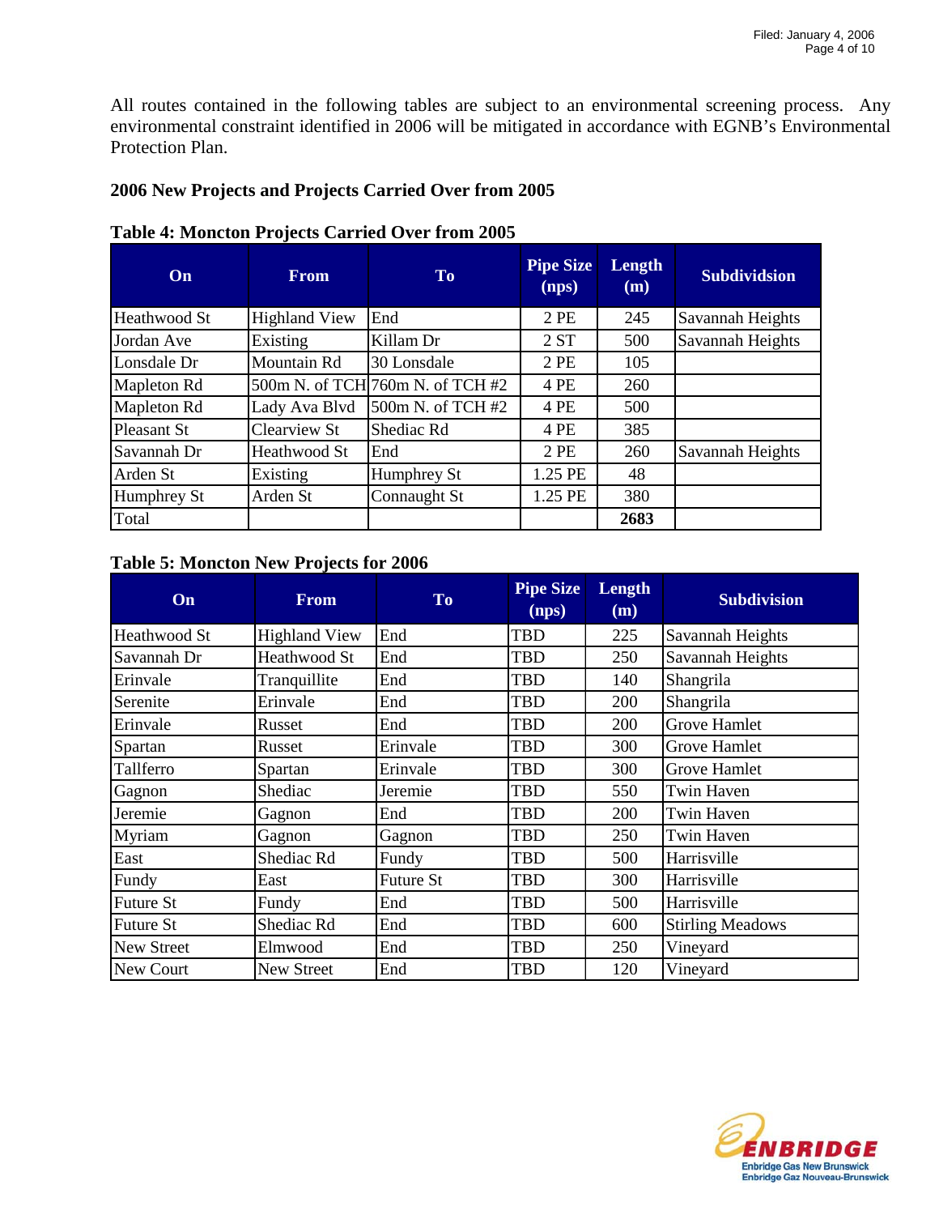All routes contained in the following tables are subject to an environmental screening process. Any environmental constraint identified in 2006 will be mitigated in accordance with EGNB's Environmental Protection Plan.

## 2006 New Projects and Projects Carried Over from 2005

**Table 4: Moncton Projects Carried Over from 2005**

| On | From | To | Pipe Size (nps) | Length (m) | Subdividsion |
|---|---|---|---|---|---|
| Heathwood St | Highland View | End | 2 PE | 245 | Savannah Heights |
| Jordan Ave | Existing | Killam Dr | 2 ST | 500 | Savannah Heights |
| Lonsdale Dr | Mountain Rd | 30 Lonsdale | 2 PE | 105 | |
| Mapleton Rd | 500m N. of TCH | 760m N. of TCH #2 | 4 PE | 260 | |
| Mapleton Rd | Lady Ava Blvd | 500m N. of TCH #2 | 4 PE | 500 | |
| Pleasant St | Clearview St | Shediac Rd | 4 PE | 385 | |
| Savannah Dr | Heathwood St | End | 2 PE | 260 | Savannah Heights |
| Arden St | Existing | Humphrey St | 1.25 PE | 48 | |
| Humphrey St | Arden St | Connaught St | 1.25 PE | 380 | |
| Total | | | | **2683** | |

**Table 5: Moncton New Projects for 2006**

| On | From | To | Pipe Size (nps) | Length (m) | Subdivision |
|---|---|---|---|---|---|
| Heathwood St | Highland View | End | TBD | 225 | Savannah Heights |
| Savannah Dr | Heathwood St | End | TBD | 250 | Savannah Heights |
| Erinvale | Tranquillite | End | TBD | 140 | Shangrila |
| Serenite | Erinvale | End | TBD | 200 | Shangrila |
| Erinvale | Russet | End | TBD | 200 | Grove Hamlet |
| Spartan | Russet | Erinvale | TBD | 300 | Grove Hamlet |
| Tallferro | Spartan | Erinvale | TBD | 300 | Grove Hamlet |
| Gagnon | Shediac | Jeremie | TBD | 550 | Twin Haven |
| Jeremie | Gagnon | End | TBD | 200 | Twin Haven |
| Myriam | Gagnon | Gagnon | TBD | 250 | Twin Haven |
| East | Shediac Rd | Fundy | TBD | 500 | Harrisville |
| Fundy | East | Future St | TBD | 300 | Harrisville |
| Future St | Fundy | End | TBD | 500 | Harrisville |
| Future St | Shediac Rd | End | TBD | 600 | Stirling Meadows |
| New Street | Elmwood | End | TBD | 250 | Vineyard |
| New Court | New Street | End | TBD | 120 | Vineyard |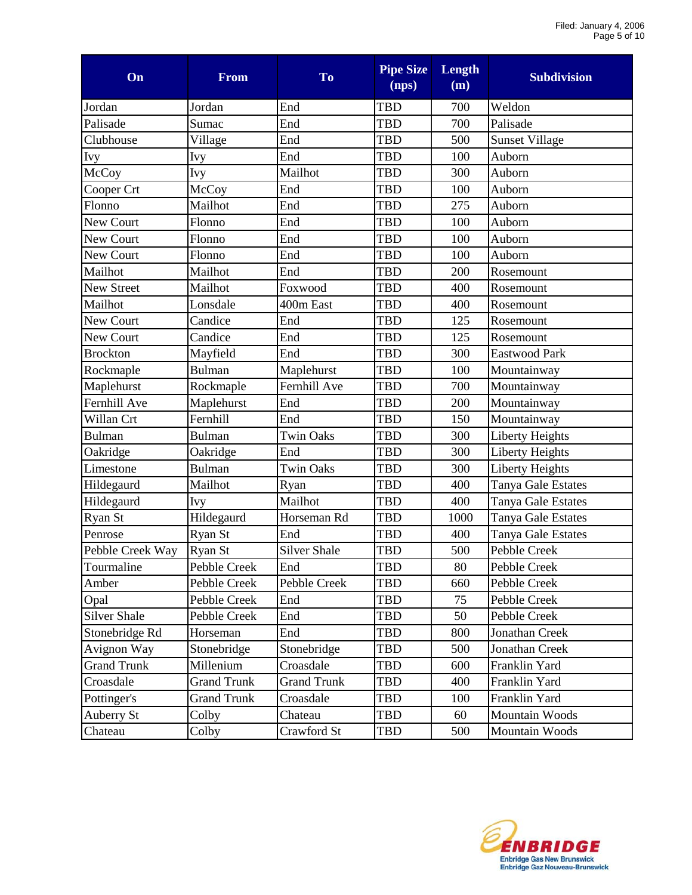| On | From | To | Pipe Size (nps) | Length (m) | Subdivision |
|---|---|---|---|---|---|
| Jordan | Jordan | End | TBD | 700 | Weldon |
| Palisade | Sumac | End | TBD | 700 | Palisade |
| Clubhouse | Village | End | TBD | 500 | Sunset Village |
| Ivy | Ivy | End | TBD | 100 | Auborn |
| McCoy | Ivy | Mailhot | TBD | 300 | Auborn |
| Cooper Crt | McCoy | End | TBD | 100 | Auborn |
| Flonno | Mailhot | End | TBD | 275 | Auborn |
| New Court | Flonno | End | TBD | 100 | Auborn |
| New Court | Flonno | End | TBD | 100 | Auborn |
| New Court | Flonno | End | TBD | 100 | Auborn |
| Mailhot | Mailhot | End | TBD | 200 | Rosemount |
| New Street | Mailhot | Foxwood | TBD | 400 | Rosemount |
| Mailhot | Lonsdale | 400m East | TBD | 400 | Rosemount |
| New Court | Candice | End | TBD | 125 | Rosemount |
| New Court | Candice | End | TBD | 125 | Rosemount |
| Brockton | Mayfield | End | TBD | 300 | Eastwood Park |
| Rockmaple | Bulman | Maplehurst | TBD | 100 | Mountainway |
| Maplehurst | Rockmaple | Fernhill Ave | TBD | 700 | Mountainway |
| Fernhill Ave | Maplehurst | End | TBD | 200 | Mountainway |
| Willan Crt | Fernhill | End | TBD | 150 | Mountainway |
| Bulman | Bulman | Twin Oaks | TBD | 300 | Liberty Heights |
| Oakridge | Oakridge | End | TBD | 300 | Liberty Heights |
| Limestone | Bulman | Twin Oaks | TBD | 300 | Liberty Heights |
| Hildegaurd | Mailhot | Ryan | TBD | 400 | Tanya Gale Estates |
| Hildegaurd | Ivy | Mailhot | TBD | 400 | Tanya Gale Estates |
| Ryan St | Hildegaurd | Horseman Rd | TBD | 1000 | Tanya Gale Estates |
| Penrose | Ryan St | End | TBD | 400 | Tanya Gale Estates |
| Pebble Creek Way | Ryan St | Silver Shale | TBD | 500 | Pebble Creek |
| Tourmaline | Pebble Creek | End | TBD | 80 | Pebble Creek |
| Amber | Pebble Creek | Pebble Creek | TBD | 660 | Pebble Creek |
| Opal | Pebble Creek | End | TBD | 75 | Pebble Creek |
| Silver Shale | Pebble Creek | End | TBD | 50 | Pebble Creek |
| Stonebridge Rd | Horseman | End | TBD | 800 | Jonathan Creek |
| Avignon Way | Stonebridge | Stonebridge | TBD | 500 | Jonathan Creek |
| Grand Trunk | Millenium | Croasdale | TBD | 600 | Franklin Yard |
| Croasdale | Grand Trunk | Grand Trunk | TBD | 400 | Franklin Yard |
| Pottinger's | Grand Trunk | Croasdale | TBD | 100 | Franklin Yard |
| Auberry St | Colby | Chateau | TBD | 60 | Mountain Woods |
| Chateau | Colby | Crawford St | TBD | 500 | Mountain Woods |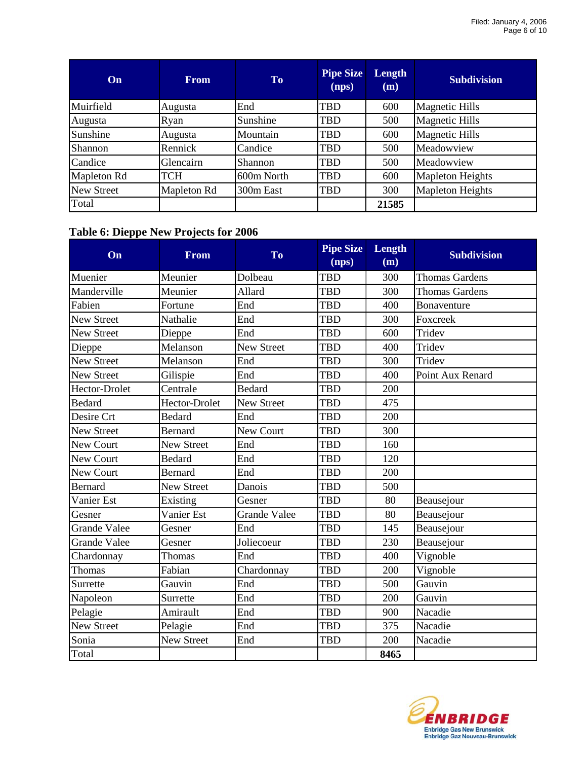| On | From | To | Pipe Size (nps) | Length (m) | Subdivision |
|---|---|---|---|---|---|
| Muirfield | Augusta | End | TBD | 600 | Magnetic Hills |
| Augusta | Ryan | Sunshine | TBD | 500 | Magnetic Hills |
| Sunshine | Augusta | Mountain | TBD | 600 | Magnetic Hills |
| Shannon | Rennick | Candice | TBD | 500 | Meadowview |
| Candice | Glencairn | Shannon | TBD | 500 | Meadowview |
| Mapleton Rd | TCH | 600m North | TBD | 600 | Mapleton Heights |
| New Street | Mapleton Rd | 300m East | TBD | 300 | Mapleton Heights |
| Total | | | | **21585** | |

**Table 6: Dieppe New Projects for 2006**

| On | From | To | Pipe Size (nps) | Length (m) | Subdivision |
|---|---|---|---|---|---|
| Muenier | Meunier | Dolbeau | TBD | 300 | Thomas Gardens |
| Manderville | Meunier | Allard | TBD | 300 | Thomas Gardens |
| Fabien | Fortune | End | TBD | 400 | Bonaventure |
| New Street | Nathalie | End | TBD | 300 | Foxcreek |
| New Street | Dieppe | End | TBD | 600 | Tridev |
| Dieppe | Melanson | New Street | TBD | 400 | Tridev |
| New Street | Melanson | End | TBD | 300 | Tridev |
| New Street | Gilispie | End | TBD | 400 | Point Aux Renard |
| Hector-Drolet | Centrale | Bedard | TBD | 200 | |
| Bedard | Hector-Drolet | New Street | TBD | 475 | |
| Desire Crt | Bedard | End | TBD | 200 | |
| New Street | Bernard | New Court | TBD | 300 | |
| New Court | New Street | End | TBD | 160 | |
| New Court | Bedard | End | TBD | 120 | |
| New Court | Bernard | End | TBD | 200 | |
| Bernard | New Street | Danois | TBD | 500 | |
| Vanier Est | Existing | Gesner | TBD | 80 | Beausejour |
| Gesner | Vanier Est | Grande Valee | TBD | 80 | Beausejour |
| Grande Valee | Gesner | End | TBD | 145 | Beausejour |
| Grande Valee | Gesner | Joliecoeur | TBD | 230 | Beausejour |
| Chardonnay | Thomas | End | TBD | 400 | Vignoble |
| Thomas | Fabian | Chardonnay | TBD | 200 | Vignoble |
| Surrette | Gauvin | End | TBD | 500 | Gauvin |
| Napoleon | Surrette | End | TBD | 200 | Gauvin |
| Pelagie | Amirault | End | TBD | 900 | Nacadie |
| New Street | Pelagie | End | TBD | 375 | Nacadie |
| Sonia | New Street | End | TBD | 200 | Nacadie |
| Total | | | | **8465** | |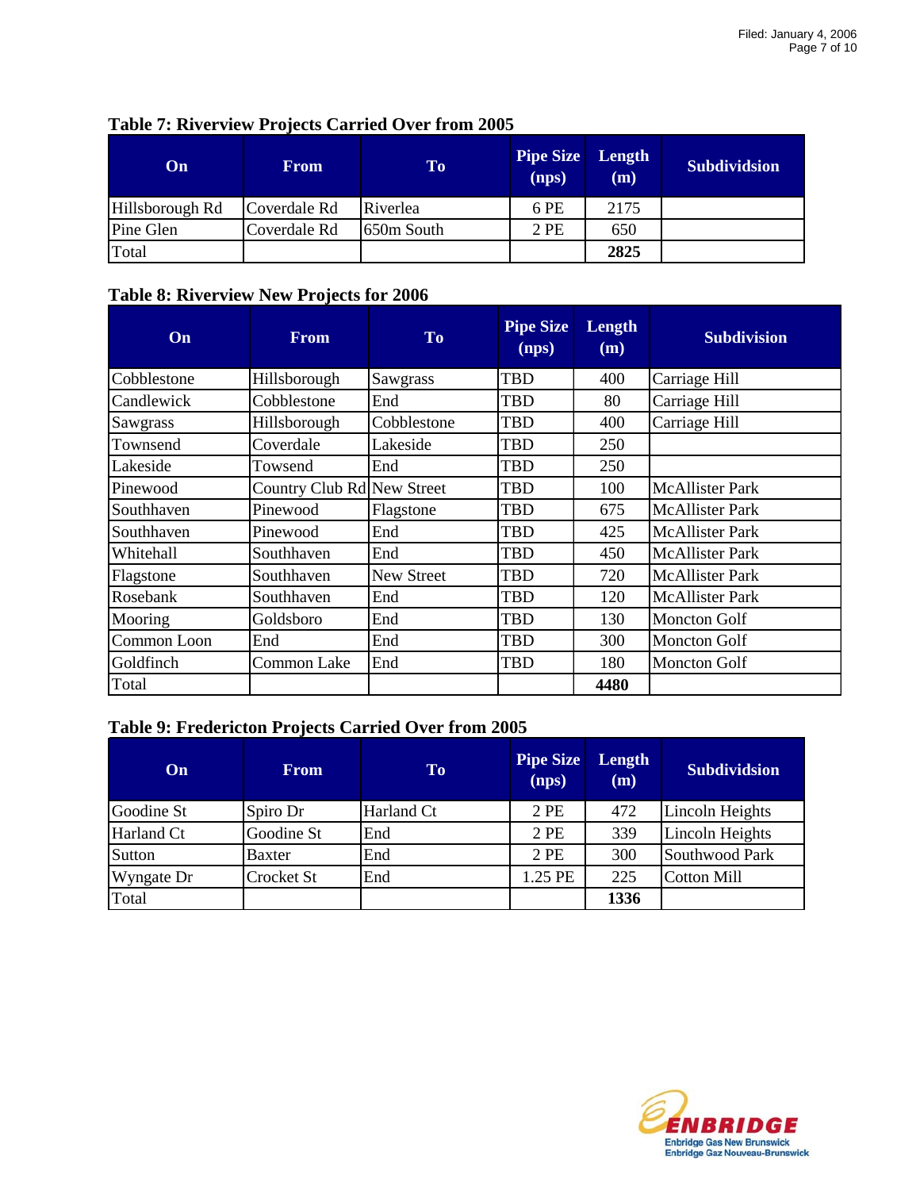**Table 7: Riverview Projects Carried Over from 2005**

| On | From | To | Pipe Size (nps) | Length (m) | Subdividsion |
|---|---|---|---|---|---|
| Hillsborough Rd | Coverdale Rd | Riverlea | 6 PE | 2175 | |
| Pine Glen | Coverdale Rd | 650m South | 2 PE | 650 | |
| Total | | | | **2825** | |

**Table 8: Riverview New Projects for 2006**

| On | From | To | Pipe Size (nps) | Length (m) | Subdivision |
|---|---|---|---|---|---|
| Cobblestone | Hillsborough | Sawgrass | TBD | 400 | Carriage Hill |
| Candlewick | Cobblestone | End | TBD | 80 | Carriage Hill |
| Sawgrass | Hillsborough | Cobblestone | TBD | 400 | Carriage Hill |
| Townsend | Coverdale | Lakeside | TBD | 250 | |
| Lakeside | Towsend | End | TBD | 250 | |
| Pinewood | Country Club Rd | New Street | TBD | 100 | McAllister Park |
| Southhaven | Pinewood | Flagstone | TBD | 675 | McAllister Park |
| Southhaven | Pinewood | End | TBD | 425 | McAllister Park |
| Whitehall | Southhaven | End | TBD | 450 | McAllister Park |
| Flagstone | Southhaven | New Street | TBD | 720 | McAllister Park |
| Rosebank | Southhaven | End | TBD | 120 | McAllister Park |
| Mooring | Goldsboro | End | TBD | 130 | Moncton Golf |
| Common Loon | End | End | TBD | 300 | Moncton Golf |
| Goldfinch | Common Lake | End | TBD | 180 | Moncton Golf |
| Total | | | | **4480** | |

**Table 9: Fredericton Projects Carried Over from 2005**

| On | From | To | Pipe Size (nps) | Length (m) | Subdividsion |
|---|---|---|---|---|---|
| Goodine St | Spiro Dr | Harland Ct | 2 PE | 472 | Lincoln Heights |
| Harland Ct | Goodine St | End | 2 PE | 339 | Lincoln Heights |
| Sutton | Baxter | End | 2 PE | 300 | Southwood Park |
| Wyngate Dr | Crocket St | End | 1.25 PE | 225 | Cotton Mill |
| Total | | | | **1336** | |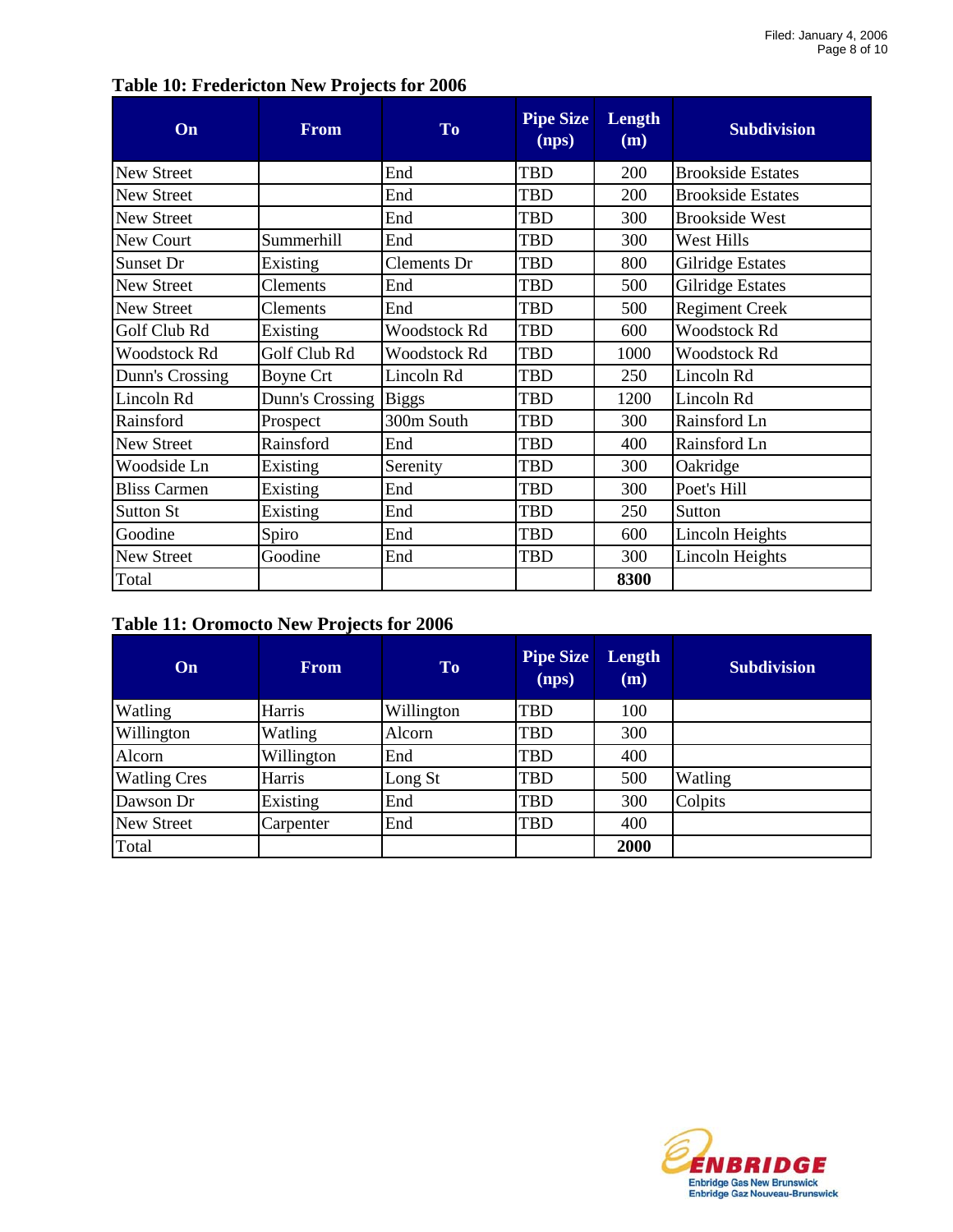**Table 10: Fredericton New Projects for 2006**

| On | From | To | Pipe Size (nps) | Length (m) | Subdivision |
|---|---|---|---|---|---|
| New Street | | End | TBD | 200 | Brookside Estates |
| New Street | | End | TBD | 200 | Brookside Estates |
| New Street | | End | TBD | 300 | Brookside West |
| New Court | Summerhill | End | TBD | 300 | West Hills |
| Sunset Dr | Existing | Clements Dr | TBD | 800 | Gilridge Estates |
| New Street | Clements | End | TBD | 500 | Gilridge Estates |
| New Street | Clements | End | TBD | 500 | Regiment Creek |
| Golf Club Rd | Existing | Woodstock Rd | TBD | 600 | Woodstock Rd |
| Woodstock Rd | Golf Club Rd | Woodstock Rd | TBD | 1000 | Woodstock Rd |
| Dunn's Crossing | Boyne Crt | Lincoln Rd | TBD | 250 | Lincoln Rd |
| Lincoln Rd | Dunn's Crossing | Biggs | TBD | 1200 | Lincoln Rd |
| Rainsford | Prospect | 300m South | TBD | 300 | Rainsford Ln |
| New Street | Rainsford | End | TBD | 400 | Rainsford Ln |
| Woodside Ln | Existing | Serenity | TBD | 300 | Oakridge |
| Bliss Carmen | Existing | End | TBD | 300 | Poet's Hill |
| Sutton St | Existing | End | TBD | 250 | Sutton |
| Goodine | Spiro | End | TBD | 600 | Lincoln Heights |
| New Street | Goodine | End | TBD | 300 | Lincoln Heights |
| Total | | | | **8300** | |

**Table 11: Oromocto New Projects for 2006**

| On | From | To | Pipe Size (nps) | Length (m) | Subdivision |
|---|---|---|---|---|---|
| Watling | Harris | Willington | TBD | 100 | |
| Willington | Watling | Alcorn | TBD | 300 | |
| Alcorn | Willington | End | TBD | 400 | |
| Watling Cres | Harris | Long St | TBD | 500 | Watling |
| Dawson Dr | Existing | End | TBD | 300 | Colpits |
| New Street | Carpenter | End | TBD | 400 | |
| Total | | | | **2000** | |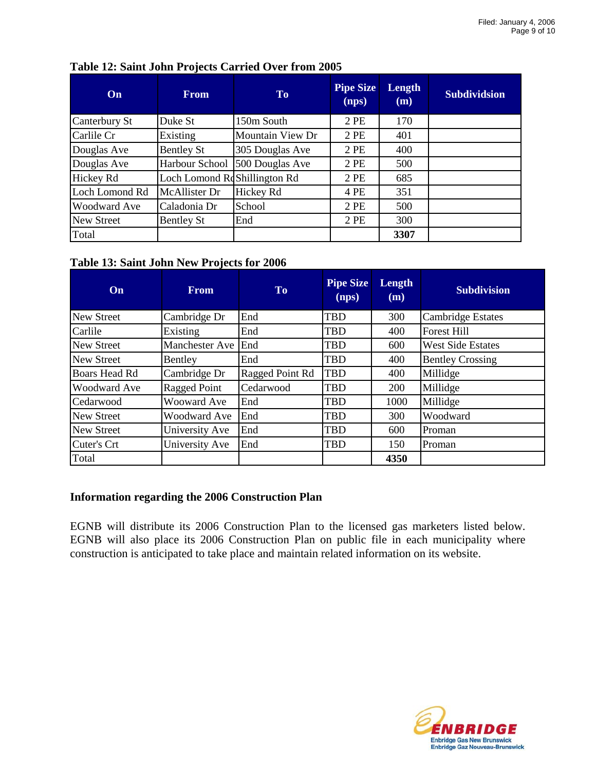**Table 12: Saint John Projects Carried Over from 2005**

| On | From | To | Pipe Size (nps) | Length (m) | Subdividsion |
|---|---|---|---|---|---|
| Canterbury St | Duke St | 150m South | 2 PE | 170 | |
| Carlile Cr | Existing | Mountain View Dr | 2 PE | 401 | |
| Douglas Ave | Bentley St | 305 Douglas Ave | 2 PE | 400 | |
| Douglas Ave | Harbour School | 500 Douglas Ave | 2 PE | 500 | |
| Hickey Rd | Loch Lomond Rd | Shillington Rd | 2 PE | 685 | |
| Loch Lomond Rd | McAllister Dr | Hickey Rd | 4 PE | 351 | |
| Woodward Ave | Caladonia Dr | School | 2 PE | 500 | |
| New Street | Bentley St | End | 2 PE | 300 | |
| Total | | | | **3307** | |

**Table 13: Saint John New Projects for 2006**

| On | From | To | Pipe Size (nps) | Length (m) | Subdivision |
|---|---|---|---|---|---|
| New Street | Cambridge Dr | End | TBD | 300 | Cambridge Estates |
| Carlile | Existing | End | TBD | 400 | Forest Hill |
| New Street | Manchester Ave | End | TBD | 600 | West Side Estates |
| New Street | Bentley | End | TBD | 400 | Bentley Crossing |
| Boars Head Rd | Cambridge Dr | Ragged Point Rd | TBD | 400 | Millidge |
| Woodward Ave | Ragged Point | Cedarwood | TBD | 200 | Millidge |
| Cedarwood | Wooward Ave | End | TBD | 1000 | Millidge |
| New Street | Woodward Ave | End | TBD | 300 | Woodward |
| New Street | University Ave | End | TBD | 600 | Proman |
| Cuter's Crt | University Ave | End | TBD | 150 | Proman |
| Total | | | | **4350** | |

**Information regarding the 2006 Construction Plan**

EGNB will distribute its 2006 Construction Plan to the licensed gas marketers listed below. EGNB will also place its 2006 Construction Plan on public file in each municipality where construction is anticipated to take place and maintain related information on its website.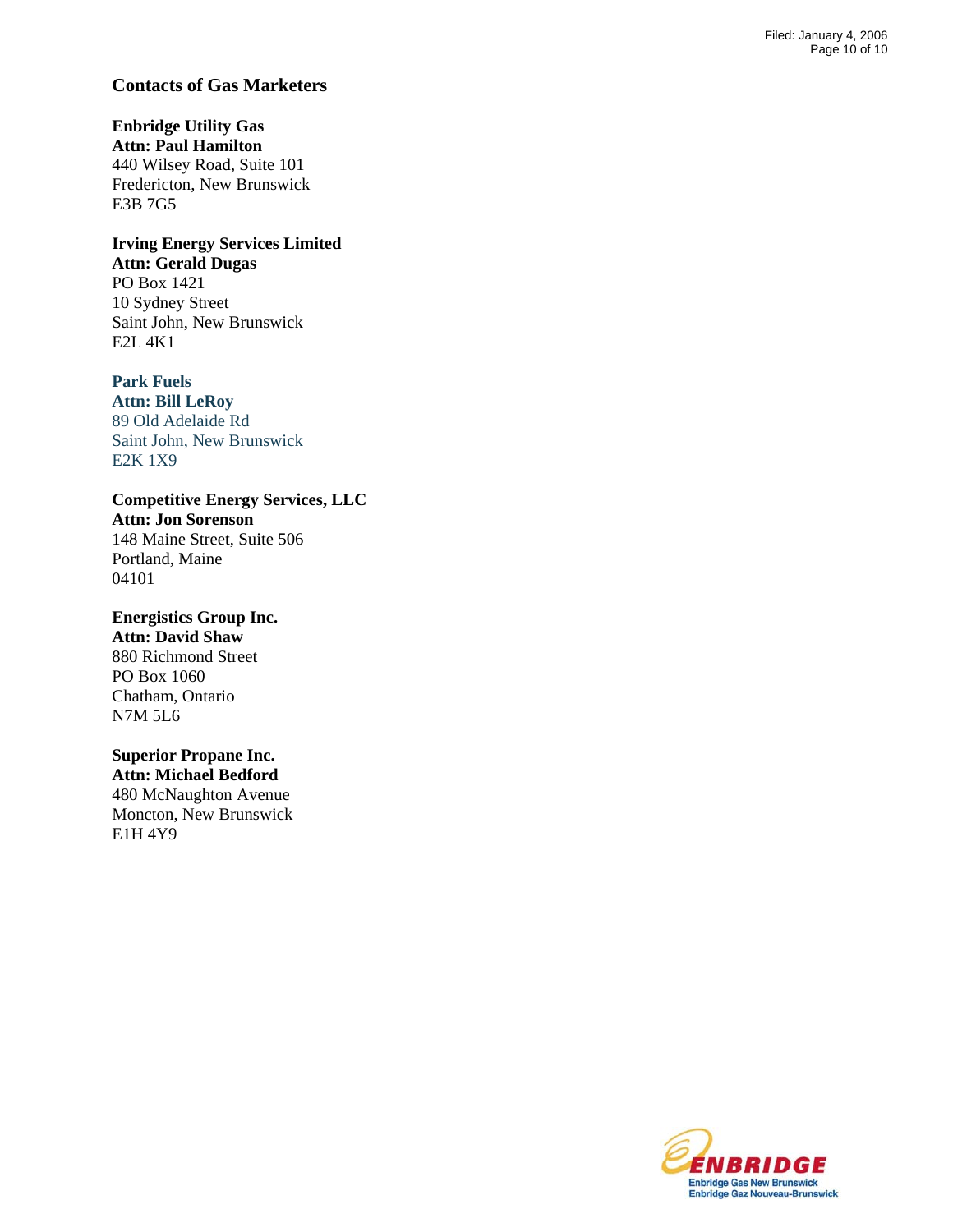## Contacts of Gas Marketers

**Enbridge Utility Gas**
**Attn: Paul Hamilton**
440 Wilsey Road, Suite 101
Fredericton, New Brunswick
E3B 7G5

**Irving Energy Services Limited**
**Attn: Gerald Dugas**
PO Box 1421
10 Sydney Street
Saint John, New Brunswick
E2L 4K1

**Park Fuels**
**Attn: Bill LeRoy**
89 Old Adelaide Rd
Saint John, New Brunswick
E2K 1X9

**Competitive Energy Services, LLC**
**Attn: Jon Sorenson**
148 Maine Street, Suite 506
Portland, Maine
04101

**Energistics Group Inc.**
**Attn: David Shaw**
880 Richmond Street
PO Box 1060
Chatham, Ontario
N7M 5L6

**Superior Propane Inc.**
**Attn: Michael Bedford**
480 McNaughton Avenue
Moncton, New Brunswick
E1H 4Y9